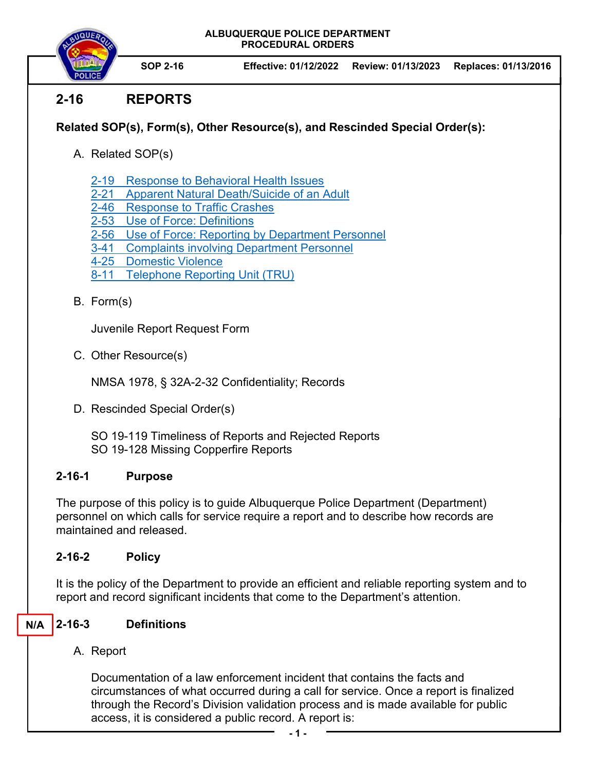ALBUQUERQUE POLICE DEPARTMENT
PROCEDURAL ORDERS

SOP 2-16 | Effective: 01/12/2022 | Review: 01/13/2023 | Replaces: 01/13/2016

# 2-16 REPORTS

**Related SOP(s), Form(s), Other Resource(s), and Rescinded Special Order(s):**

A. Related SOP(s)

   2-19 Response to Behavioral Health Issues
   2-21 Apparent Natural Death/Suicide of an Adult
   2-46 Response to Traffic Crashes
   2-53 Use of Force: Definitions
   2-56 Use of Force: Reporting by Department Personnel
   3-41 Complaints involving Department Personnel
   4-25 Domestic Violence
   8-11 Telephone Reporting Unit (TRU)

B. Form(s)

   Juvenile Report Request Form

C. Other Resource(s)

   NMSA 1978, § 32A-2-32 Confidentiality; Records

D. Rescinded Special Order(s)

   SO 19-119 Timeliness of Reports and Rejected Reports
   SO 19-128 Missing Copperfire Reports

## 2-16-1 Purpose

The purpose of this policy is to guide Albuquerque Police Department (Department) personnel on which calls for service require a report and to describe how records are maintained and released.

## 2-16-2 Policy

It is the policy of the Department to provide an efficient and reliable reporting system and to report and record significant incidents that come to the Department's attention.

N/A

## 2-16-3 Definitions

A. Report

   Documentation of a law enforcement incident that contains the facts and circumstances of what occurred during a call for service. Once a report is finalized through the Record's Division validation process and is made available for public access, it is considered a public record. A report is: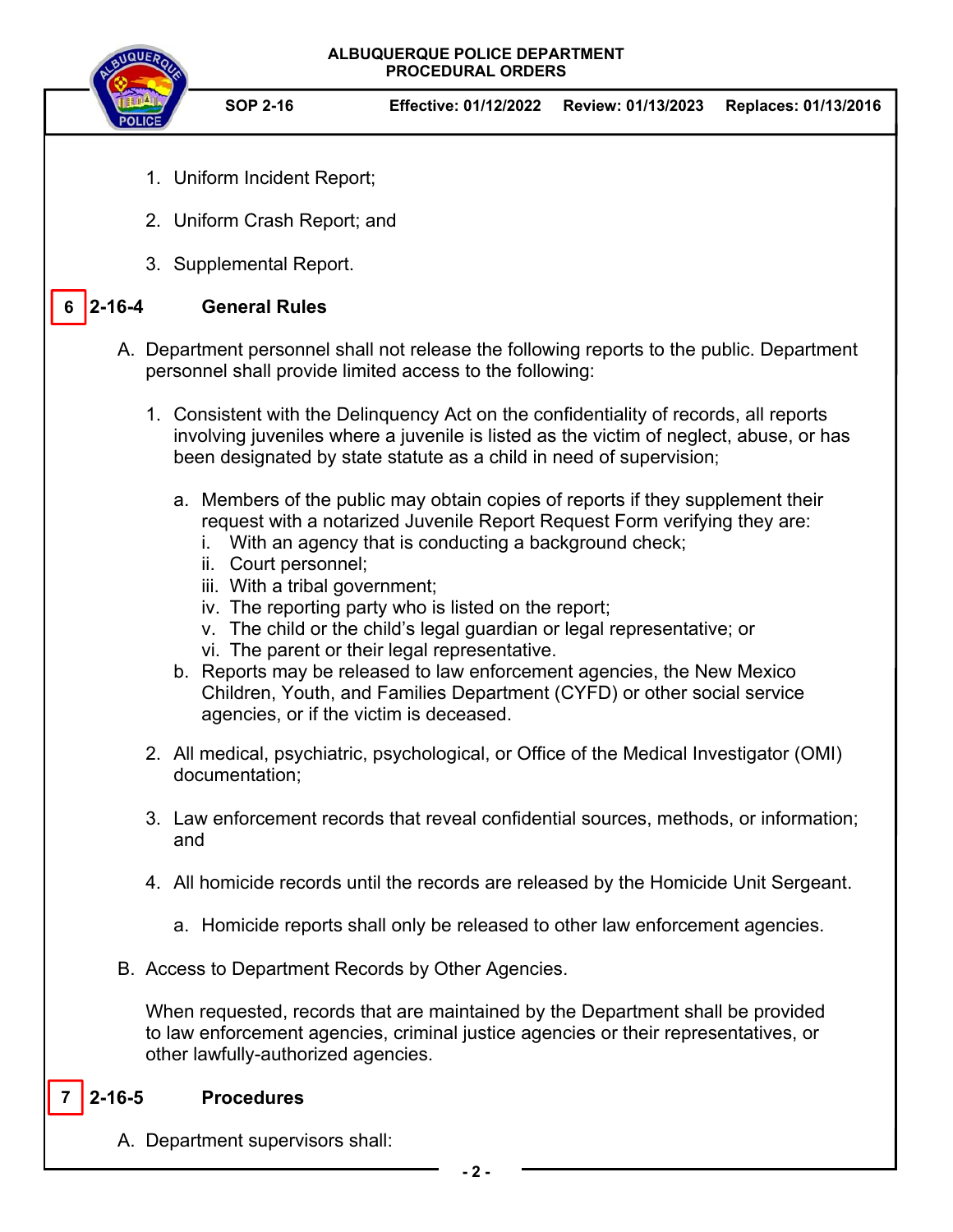1. Uniform Incident Report;

2. Uniform Crash Report; and

3. Supplemental Report.

## 6 2-16-4 General Rules

A. Department personnel shall not release the following reports to the public. Department personnel shall provide limited access to the following:

   1. Consistent with the Delinquency Act on the confidentiality of records, all reports involving juveniles where a juvenile is listed as the victim of neglect, abuse, or has been designated by state statute as a child in need of supervision;

      a. Members of the public may obtain copies of reports if they supplement their request with a notarized Juvenile Report Request Form verifying they are:
         i. With an agency that is conducting a background check;
         ii. Court personnel;
         iii. With a tribal government;
         iv. The reporting party who is listed on the report;
         v. The child or the child's legal guardian or legal representative; or
         vi. The parent or their legal representative.

      b. Reports may be released to law enforcement agencies, the New Mexico Children, Youth, and Families Department (CYFD) or other social service agencies, or if the victim is deceased.

   2. All medical, psychiatric, psychological, or Office of the Medical Investigator (OMI) documentation;

   3. Law enforcement records that reveal confidential sources, methods, or information; and

   4. All homicide records until the records are released by the Homicide Unit Sergeant.

      a. Homicide reports shall only be released to other law enforcement agencies.

B. Access to Department Records by Other Agencies.

   When requested, records that are maintained by the Department shall be provided to law enforcement agencies, criminal justice agencies or their representatives, or other lawfully-authorized agencies.

## 7 2-16-5 Procedures

A. Department supervisors shall: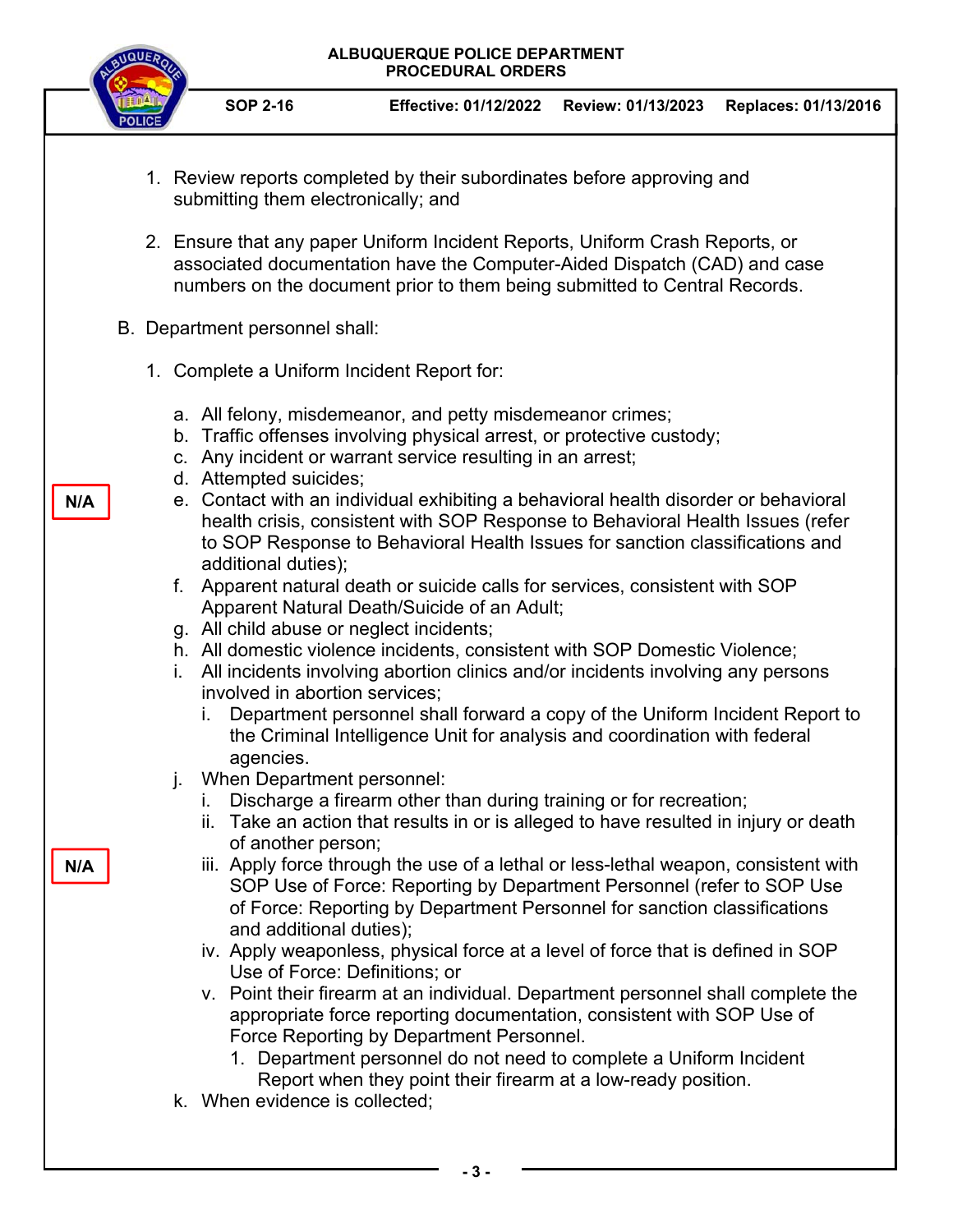1. Review reports completed by their subordinates before approving and submitting them electronically; and

2. Ensure that any paper Uniform Incident Reports, Uniform Crash Reports, or associated documentation have the Computer-Aided Dispatch (CAD) and case numbers on the document prior to them being submitted to Central Records.

B. Department personnel shall:

1. Complete a Uniform Incident Report for:

   a. All felony, misdemeanor, and petty misdemeanor crimes;
   b. Traffic offenses involving physical arrest, or protective custody;
   c. Any incident or warrant service resulting in an arrest;
   d. Attempted suicides;
   e. Contact with an individual exhibiting a behavioral health disorder or behavioral health crisis, consistent with SOP Response to Behavioral Health Issues (refer to SOP Response to Behavioral Health Issues for sanction classifications and additional duties); **N/A**
   f. Apparent natural death or suicide calls for services, consistent with SOP Apparent Natural Death/Suicide of an Adult;
   g. All child abuse or neglect incidents;
   h. All domestic violence incidents, consistent with SOP Domestic Violence;
   i. All incidents involving abortion clinics and/or incidents involving any persons involved in abortion services;
      i. Department personnel shall forward a copy of the Uniform Incident Report to the Criminal Intelligence Unit for analysis and coordination with federal agencies.
   j. When Department personnel:
      i. Discharge a firearm other than during training or for recreation;
      ii. Take an action that results in or is alleged to have resulted in injury or death of another person;
      iii. Apply force through the use of a lethal or less-lethal weapon, consistent with SOP Use of Force: Reporting by Department Personnel (refer to SOP Use of Force: Reporting by Department Personnel for sanction classifications and additional duties); **N/A**
      iv. Apply weaponless, physical force at a level of force that is defined in SOP Use of Force: Definitions; or
      v. Point their firearm at an individual. Department personnel shall complete the appropriate force reporting documentation, consistent with SOP Use of Force Reporting by Department Personnel.
         1. Department personnel do not need to complete a Uniform Incident Report when they point their firearm at a low-ready position.
   k. When evidence is collected;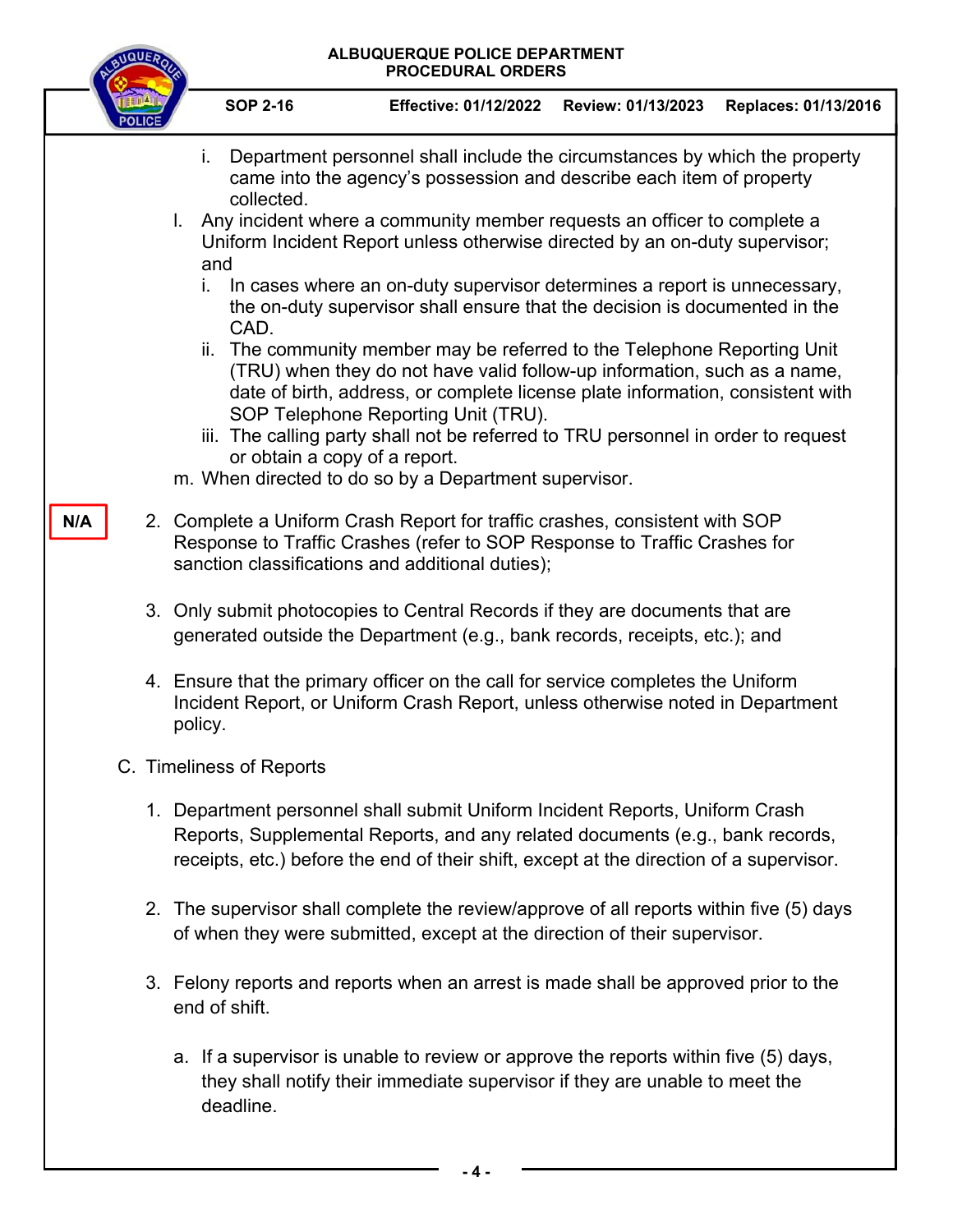i. Department personnel shall include the circumstances by which the property came into the agency's possession and describe each item of property collected.

l. Any incident where a community member requests an officer to complete a Uniform Incident Report unless otherwise directed by an on-duty supervisor; and

   i. In cases where an on-duty supervisor determines a report is unnecessary, the on-duty supervisor shall ensure that the decision is documented in the CAD.

   ii. The community member may be referred to the Telephone Reporting Unit (TRU) when they do not have valid follow-up information, such as a name, date of birth, address, or complete license plate information, consistent with SOP Telephone Reporting Unit (TRU).

   iii. The calling party shall not be referred to TRU personnel in order to request or obtain a copy of a report.

m. When directed to do so by a Department supervisor.

N/A

2. Complete a Uniform Crash Report for traffic crashes, consistent with SOP Response to Traffic Crashes (refer to SOP Response to Traffic Crashes for sanction classifications and additional duties);

3. Only submit photocopies to Central Records if they are documents that are generated outside the Department (e.g., bank records, receipts, etc.); and

4. Ensure that the primary officer on the call for service completes the Uniform Incident Report, or Uniform Crash Report, unless otherwise noted in Department policy.

C. Timeliness of Reports

1. Department personnel shall submit Uniform Incident Reports, Uniform Crash Reports, Supplemental Reports, and any related documents (e.g., bank records, receipts, etc.) before the end of their shift, except at the direction of a supervisor.

2. The supervisor shall complete the review/approve of all reports within five (5) days of when they were submitted, except at the direction of their supervisor.

3. Felony reports and reports when an arrest is made shall be approved prior to the end of shift.

   a. If a supervisor is unable to review or approve the reports within five (5) days, they shall notify their immediate supervisor if they are unable to meet the deadline.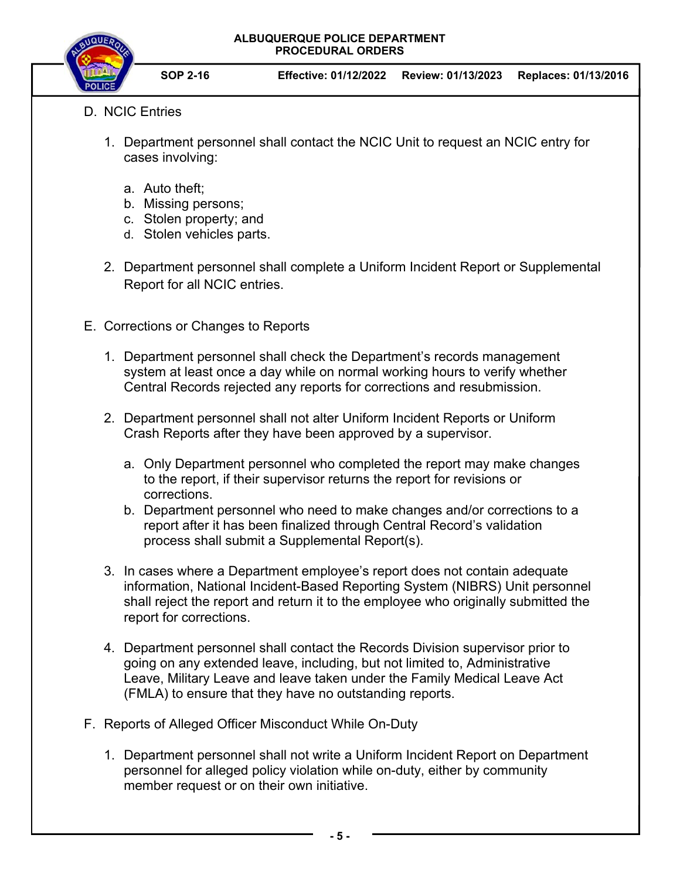D. NCIC Entries

1. Department personnel shall contact the NCIC Unit to request an NCIC entry for cases involving:

   a. Auto theft;
   b. Missing persons;
   c. Stolen property; and
   d. Stolen vehicles parts.

2. Department personnel shall complete a Uniform Incident Report or Supplemental Report for all NCIC entries.

E. Corrections or Changes to Reports

1. Department personnel shall check the Department's records management system at least once a day while on normal working hours to verify whether Central Records rejected any reports for corrections and resubmission.

2. Department personnel shall not alter Uniform Incident Reports or Uniform Crash Reports after they have been approved by a supervisor.

   a. Only Department personnel who completed the report may make changes to the report, if their supervisor returns the report for revisions or corrections.
   b. Department personnel who need to make changes and/or corrections to a report after it has been finalized through Central Record's validation process shall submit a Supplemental Report(s).

3. In cases where a Department employee's report does not contain adequate information, National Incident-Based Reporting System (NIBRS) Unit personnel shall reject the report and return it to the employee who originally submitted the report for corrections.

4. Department personnel shall contact the Records Division supervisor prior to going on any extended leave, including, but not limited to, Administrative Leave, Military Leave and leave taken under the Family Medical Leave Act (FMLA) to ensure that they have no outstanding reports.

F. Reports of Alleged Officer Misconduct While On-Duty

1. Department personnel shall not write a Uniform Incident Report on Department personnel for alleged policy violation while on-duty, either by community member request or on their own initiative.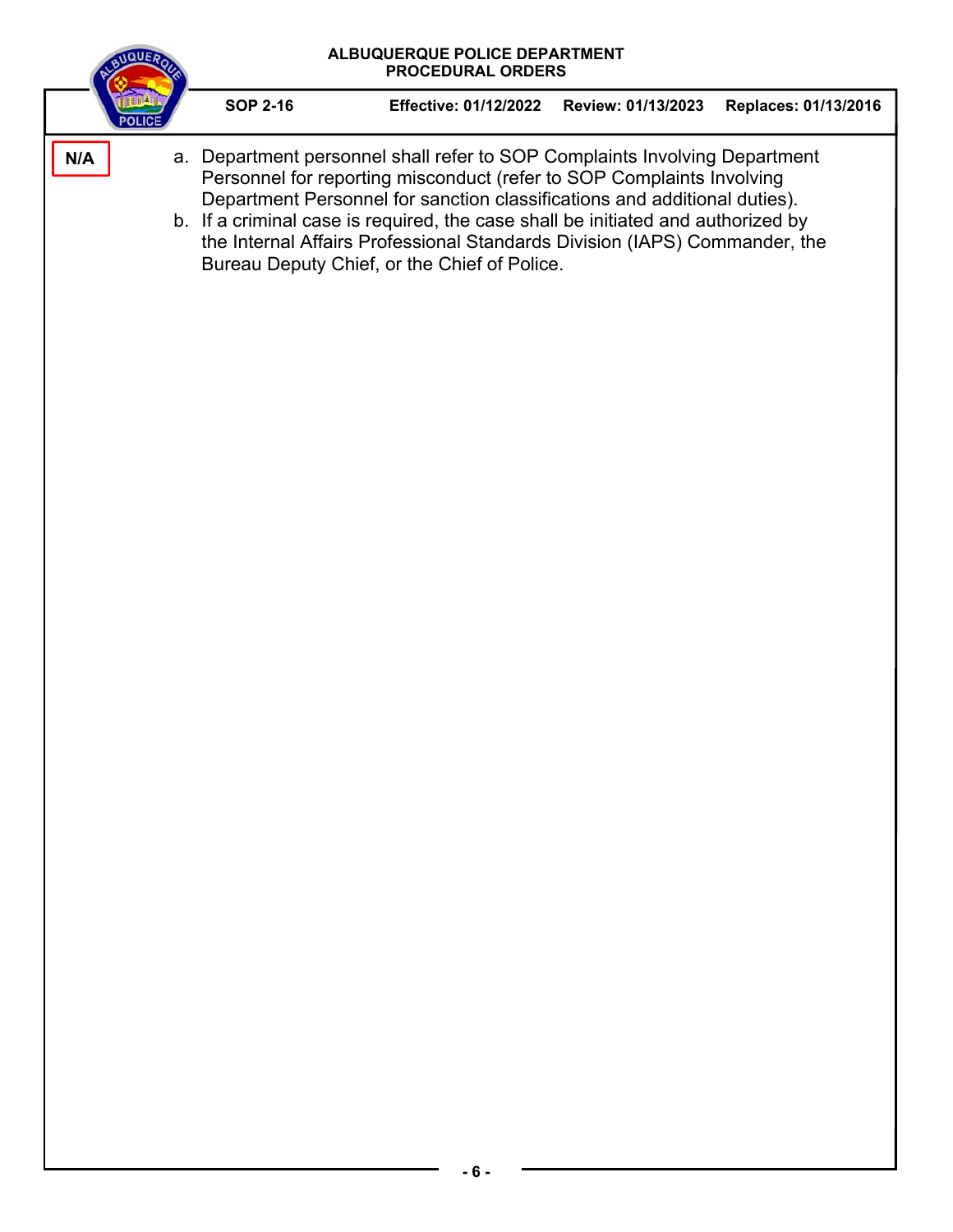N/A

a. Department personnel shall refer to SOP Complaints Involving Department Personnel for reporting misconduct (refer to SOP Complaints Involving Department Personnel for sanction classifications and additional duties).
b. If a criminal case is required, the case shall be initiated and authorized by the Internal Affairs Professional Standards Division (IAPS) Commander, the Bureau Deputy Chief, or the Chief of Police.